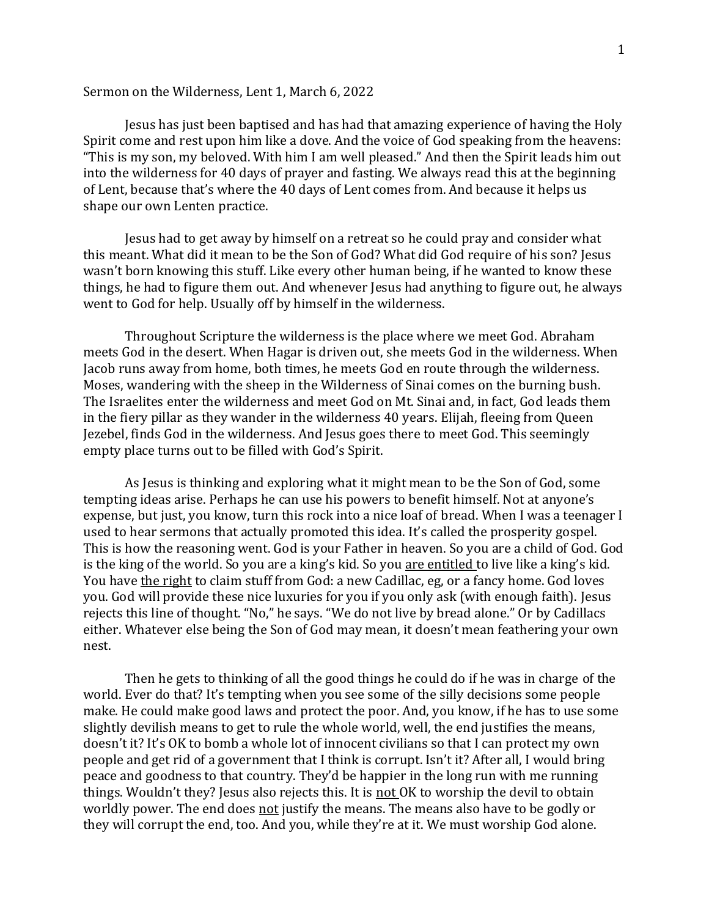Sermon on the Wilderness, Lent 1, March 6, 2022

Jesus has just been baptised and has had that amazing experience of having the Holy Spirit come and rest upon him like a dove. And the voice of God speaking from the heavens: "This is my son, my beloved. With him I am well pleased." And then the Spirit leads him out into the wilderness for 40 days of prayer and fasting. We always read this at the beginning of Lent, because that's where the 40 days of Lent comes from. And because it helps us shape our own Lenten practice.

Jesus had to get away by himself on a retreat so he could pray and consider what this meant. What did it mean to be the Son of God? What did God require of his son? Jesus wasn't born knowing this stuff. Like every other human being, if he wanted to know these things, he had to figure them out. And whenever Jesus had anything to figure out, he always went to God for help. Usually off by himself in the wilderness.

Throughout Scripture the wilderness is the place where we meet God. Abraham meets God in the desert. When Hagar is driven out, she meets God in the wilderness. When Jacob runs away from home, both times, he meets God en route through the wilderness. Moses, wandering with the sheep in the Wilderness of Sinai comes on the burning bush. The Israelites enter the wilderness and meet God on Mt. Sinai and, in fact, God leads them in the fiery pillar as they wander in the wilderness 40 years. Elijah, fleeing from Queen Jezebel, finds God in the wilderness. And Jesus goes there to meet God. This seemingly empty place turns out to be filled with God's Spirit.

As Jesus is thinking and exploring what it might mean to be the Son of God, some tempting ideas arise. Perhaps he can use his powers to benefit himself. Not at anyone's expense, but just, you know, turn this rock into a nice loaf of bread. When I was a teenager I used to hear sermons that actually promoted this idea. It's called the prosperity gospel. This is how the reasoning went. God is your Father in heaven. So you are a child of God. God is the king of the world. So you are a king's kid. So you <u>are entitled</u> to live like a king's kid. You have <u>the right</u> to claim stuff from God: a new Cadillac, eg, or a fancy home. God loves you. God will provide these nice luxuries for you if you only ask (with enough faith). Jesus rejects this line of thought. "No," he says. "We do not live by bread alone." Or by Cadillacs either. Whatever else being the Son of God may mean, it doesn't mean feathering your own nest.

Then he gets to thinking of all the good things he could do if he was in charge of the world. Ever do that? It's tempting when you see some of the silly decisions some people make. He could make good laws and protect the poor. And, you know, if he has to use some slightly devilish means to get to rule the whole world, well, the end justifies the means, doesn't it? It's OK to bomb a whole lot of innocent civilians so that I can protect my own people and get rid of a government that I think is corrupt. Isn't it? After all, I would bring peace and goodness to that country. They'd be happier in the long run with me running things. Wouldn't they? Jesus also rejects this. It is <u>not</u> OK to worship the devil to obtain worldly power. The end does <u>not</u> justify the means. The means also have to be godly or they will corrupt the end, too. And you, while they're at it. We must worship God alone.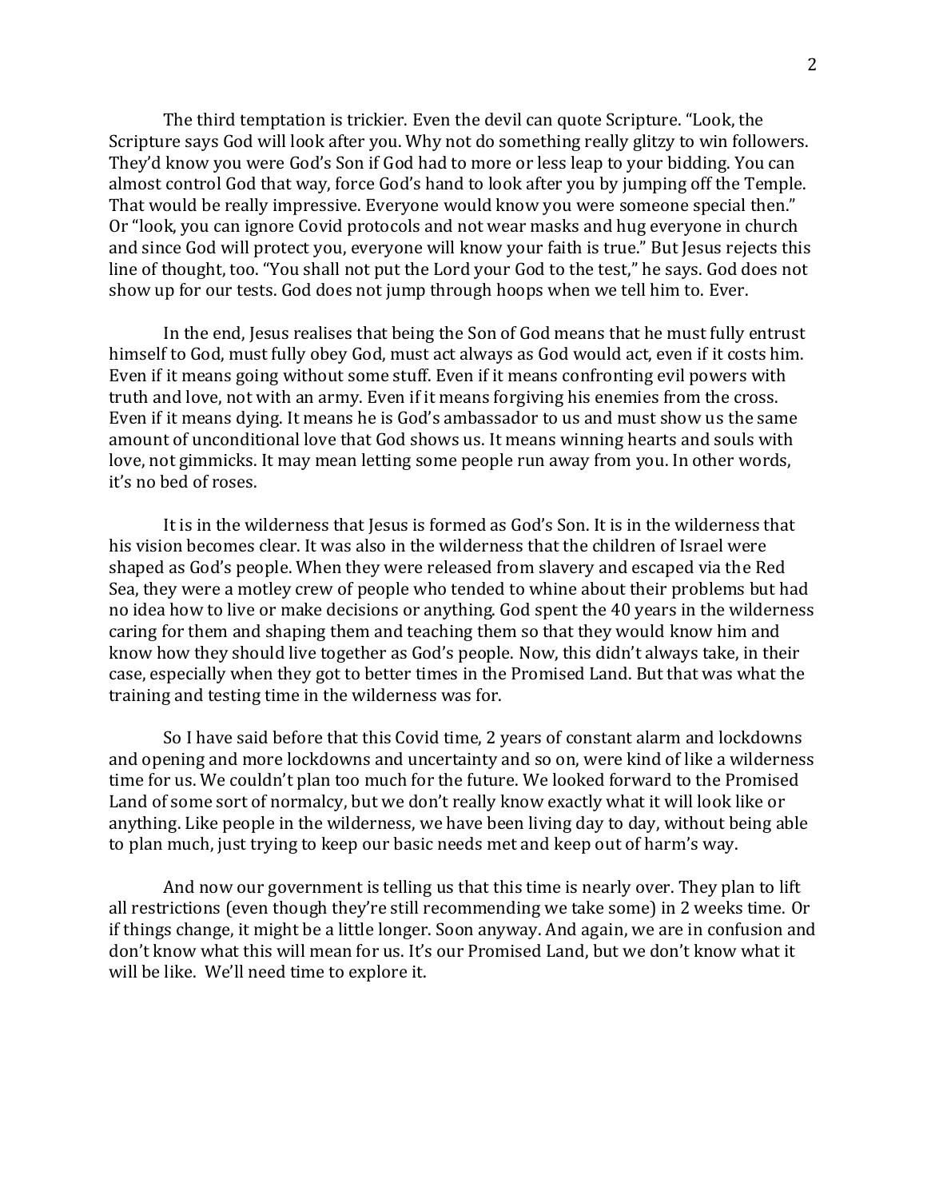The third temptation is trickier. Even the devil can quote Scripture. "Look, the Scripture says God will look after you. Why not do something really glitzy to win followers. They'd know you were God's Son if God had to more or less leap to your bidding. You can almost control God that way, force God's hand to look after you by jumping off the Temple. That would be really impressive. Everyone would know you were someone special then." Or "look, you can ignore Covid protocols and not wear masks and hug everyone in church and since God will protect you, everyone will know your faith is true." But Jesus rejects this line of thought, too. "You shall not put the Lord your God to the test," he says. God does not show up for our tests. God does not jump through hoops when we tell him to. Ever.

In the end, Jesus realises that being the Son of God means that he must fully entrust himself to God, must fully obey God, must act always as God would act, even if it costs him. Even if it means going without some stuff. Even if it means confronting evil powers with truth and love, not with an army. Even if it means forgiving his enemies from the cross. Even if it means dying. It means he is God's ambassador to us and must show us the same amount of unconditional love that God shows us. It means winning hearts and souls with love, not gimmicks. It may mean letting some people run away from you. In other words, it's no bed of roses.

It is in the wilderness that Jesus is formed as God's Son. It is in the wilderness that his vision becomes clear. It was also in the wilderness that the children of Israel were shaped as God's people. When they were released from slavery and escaped via the Red Sea, they were a motley crew of people who tended to whine about their problems but had no idea how to live or make decisions or anything. God spent the 40 years in the wilderness caring for them and shaping them and teaching them so that they would know him and know how they should live together as God's people. Now, this didn't always take, in their case, especially when they got to better times in the Promised Land. But that was what the training and testing time in the wilderness was for.

So I have said before that this Covid time, 2 years of constant alarm and lockdowns and opening and more lockdowns and uncertainty and so on, were kind of like a wilderness time for us. We couldn't plan too much for the future. We looked forward to the Promised Land of some sort of normalcy, but we don't really know exactly what it will look like or anything. Like people in the wilderness, we have been living day to day, without being able to plan much, just trying to keep our basic needs met and keep out of harm's way.

And now our government is telling us that this time is nearly over. They plan to lift all restrictions (even though they're still recommending we take some) in 2 weeks time. Or if things change, it might be a little longer. Soon anyway. And again, we are in confusion and don't know what this will mean for us. It's our Promised Land, but we don't know what it will be like. We'll need time to explore it.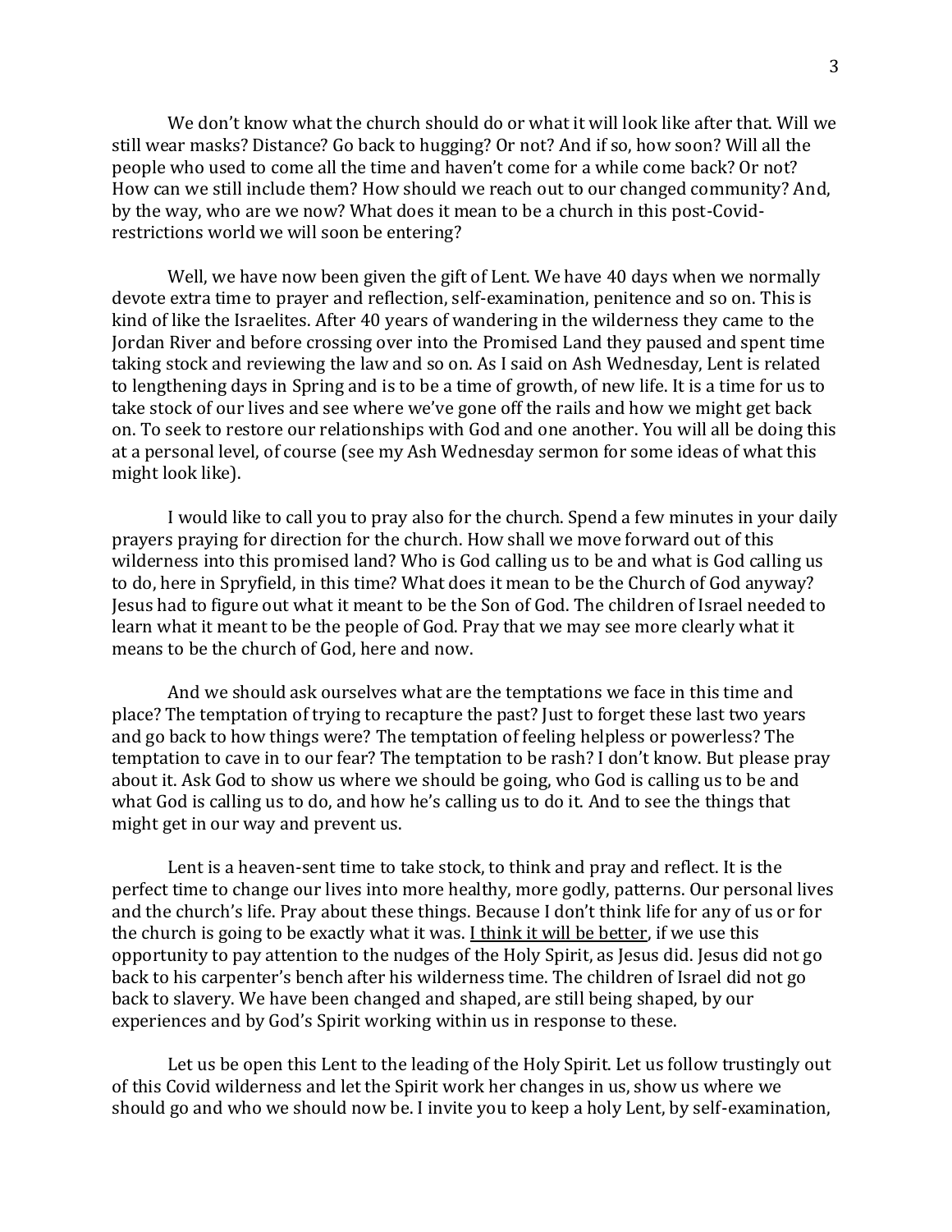We don't know what the church should do or what it will look like after that. Will we still wear masks? Distance? Go back to hugging? Or not? And if so, how soon? Will all the people who used to come all the time and haven't come for a while come back? Or not? How can we still include them? How should we reach out to our changed community? And, by the way, who are we now? What does it mean to be a church in this post-Covid-restrictions world we will soon be entering?

Well, we have now been given the gift of Lent. We have 40 days when we normally devote extra time to prayer and reflection, self-examination, penitence and so on. This is kind of like the Israelites. After 40 years of wandering in the wilderness they came to the Jordan River and before crossing over into the Promised Land they paused and spent time taking stock and reviewing the law and so on. As I said on Ash Wednesday, Lent is related to lengthening days in Spring and is to be a time of growth, of new life. It is a time for us to take stock of our lives and see where we've gone off the rails and how we might get back on. To seek to restore our relationships with God and one another. You will all be doing this at a personal level, of course (see my Ash Wednesday sermon for some ideas of what this might look like).

I would like to call you to pray also for the church. Spend a few minutes in your daily prayers praying for direction for the church. How shall we move forward out of this wilderness into this promised land? Who is God calling us to be and what is God calling us to do, here in Spryfield, in this time? What does it mean to be the Church of God anyway? Jesus had to figure out what it meant to be the Son of God. The children of Israel needed to learn what it meant to be the people of God. Pray that we may see more clearly what it means to be the church of God, here and now.

And we should ask ourselves what are the temptations we face in this time and place? The temptation of trying to recapture the past? Just to forget these last two years and go back to how things were? The temptation of feeling helpless or powerless? The temptation to cave in to our fear? The temptation to be rash? I don't know. But please pray about it. Ask God to show us where we should be going, who God is calling us to be and what God is calling us to do, and how he's calling us to do it. And to see the things that might get in our way and prevent us.

Lent is a heaven-sent time to take stock, to think and pray and reflect. It is the perfect time to change our lives into more healthy, more godly, patterns. Our personal lives and the church's life. Pray about these things. Because I don't think life for any of us or for the church is going to be exactly what it was. <u>I think it will be better</u>, if we use this opportunity to pay attention to the nudges of the Holy Spirit, as Jesus did. Jesus did not go back to his carpenter's bench after his wilderness time. The children of Israel did not go back to slavery. We have been changed and shaped, are still being shaped, by our experiences and by God's Spirit working within us in response to these.

Let us be open this Lent to the leading of the Holy Spirit. Let us follow trustingly out of this Covid wilderness and let the Spirit work her changes in us, show us where we should go and who we should now be. I invite you to keep a holy Lent, by self-examination,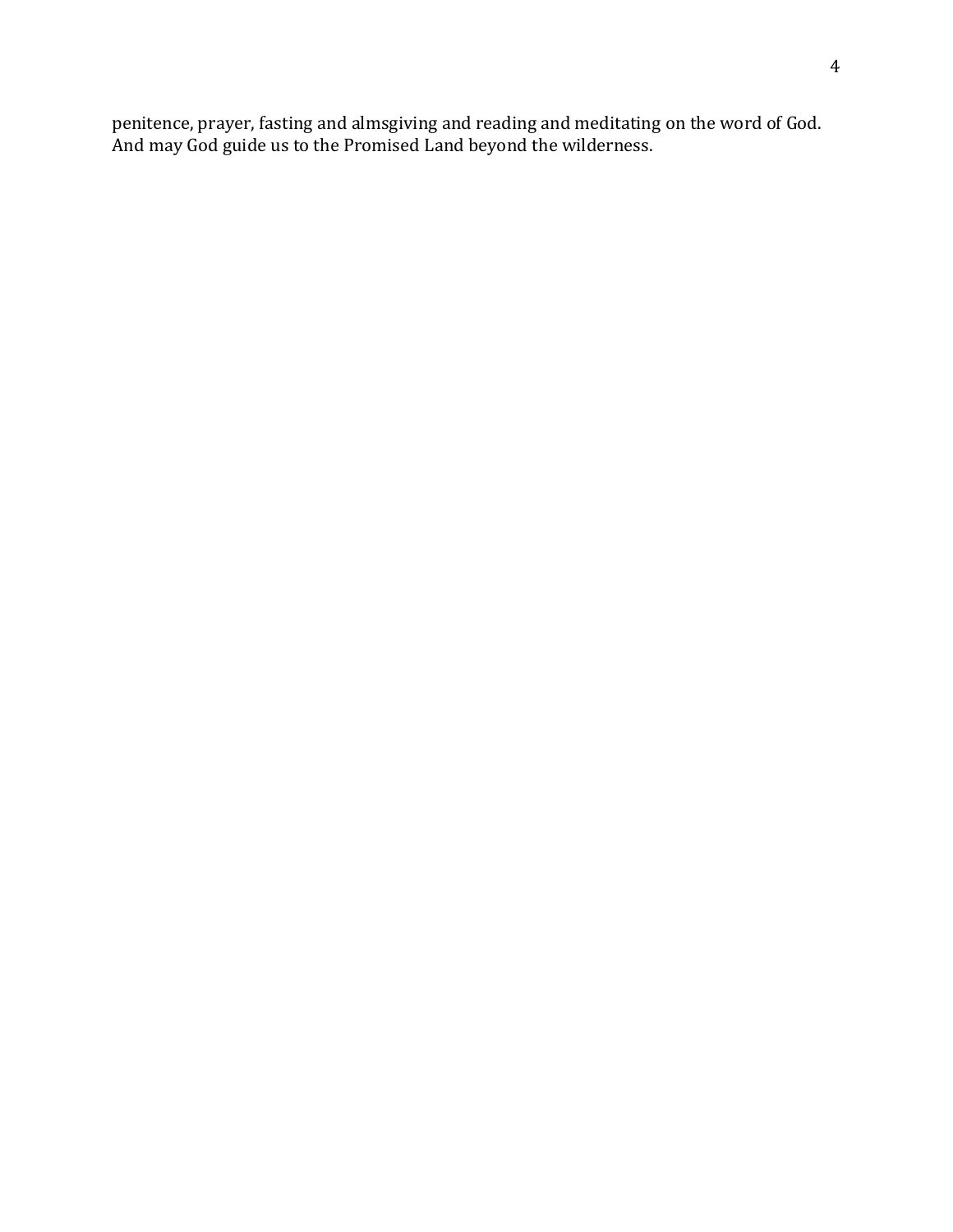penitence, prayer, fasting and almsgiving and reading and meditating on the word of God. And may God guide us to the Promised Land beyond the wilderness.